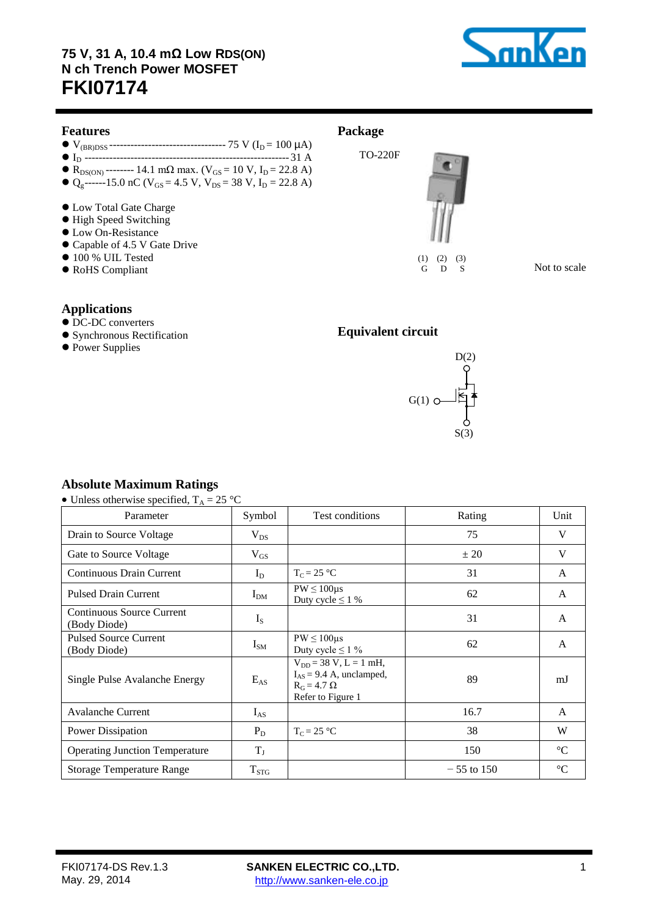# 75 V, 31 A, 10.4 mΩ Low $R_{DS(ON)}$ N ch Trench Power MOSFET

# FKI07174

## Features

- $V_{(BR)DSS}$ ---------------------------------- 75 V ($I_D$ = 100 µA)
- $I_D$ ------------------------------------------------------------- 31 A
- $R_{DS(ON)}$ -------- 14.1 mΩ max. ($V_{GS}$ = 10 V, $I_D$ = 22.8 A)
- $Q_g$------15.0 nC ($V_{GS}$ = 4.5 V, $V_{DS}$ = 38 V, $I_D$ = 22.8 A)

- Low Total Gate Charge
- High Speed Switching
- Low On-Resistance
- Capable of 4.5 V Gate Drive
- 100 % UIL Tested
- RoHS Compliant

## Package

TO-220F

(1) G (2) D (3) S

Not to scale

## Applications

- DC-DC converters
- Synchronous Rectification
- Power Supplies

## Equivalent circuit

D(2)

G(1)

S(3)

## Absolute Maximum Ratings

- Unless otherwise specified, $T_A$ = 25 °C

| Parameter | Symbol | Test conditions | Rating | Unit |
|---|---|---|---|---|
| Drain to Source Voltage | $V_{DS}$ | | 75 | V |
| Gate to Source Voltage | $V_{GS}$ | | ± 20 | V |
| Continuous Drain Current | $I_D$ | $T_C$ = 25 °C | 31 | A |
| Pulsed Drain Current | $I_{DM}$ | PW ≤ 100µs<br>Duty cycle ≤ 1 % | 62 | A |
| Continuous Source Current (Body Diode) | $I_S$ | | 31 | A |
| Pulsed Source Current (Body Diode) | $I_{SM}$ | PW ≤ 100µs<br>Duty cycle ≤ 1 % | 62 | A |
| Single Pulse Avalanche Energy | $E_{AS}$ | $V_{DD}$ = 38 V, L = 1 mH,<br>$I_{AS}$ = 9.4 A, unclamped,<br>$R_G$ = 4.7 Ω<br>Refer to Figure 1 | 89 | mJ |
| Avalanche Current | $I_{AS}$ | | 16.7 | A |
| Power Dissipation | $P_D$ | $T_C$ = 25 °C | 38 | W |
| Operating Junction Temperature | $T_J$ | | 150 | °C |
| Storage Temperature Range | $T_{STG}$ | | − 55 to 150 | °C |

FKI07174-DS Rev.1.3
May. 29, 2014

SANKEN ELECTRIC CO.,LTD.
http://www.sanken-ele.co.jp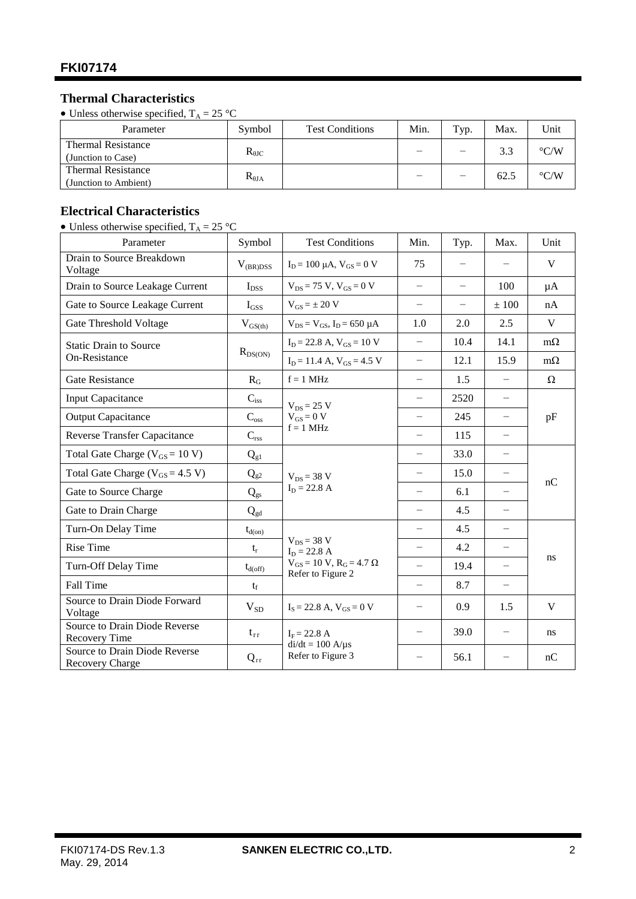## Thermal Characteristics

- Unless otherwise specified, $T_A$ = 25 °C

| Parameter | Symbol | Test Conditions | Min. | Typ. | Max. | Unit |
|---|---|---|---|---|---|---|
| Thermal Resistance (Junction to Case) | $R_{\theta JC}$ | | − | − | 3.3 | °C/W |
| Thermal Resistance (Junction to Ambient) | $R_{\theta JA}$ | | − | − | 62.5 | °C/W |

## Electrical Characteristics

- Unless otherwise specified, $T_A$ = 25 °C

| Parameter | Symbol | Test Conditions | Min. | Typ. | Max. | Unit |
|---|---|---|---|---|---|---|
| Drain to Source Breakdown Voltage | $V_{(BR)DSS}$ | $I_D$ = 100 μA, $V_{GS}$ = 0 V | 75 | − | − | V |
| Drain to Source Leakage Current | $I_{DSS}$ | $V_{DS}$ = 75 V, $V_{GS}$ = 0 V | − | − | 100 | μA |
| Gate to Source Leakage Current | $I_{GSS}$ | $V_{GS}$ = ± 20 V | − | − | ± 100 | nA |
| Gate Threshold Voltage | $V_{GS(th)}$ | $V_{DS}$ = $V_{GS}$, $I_D$ = 650 μA | 1.0 | 2.0 | 2.5 | V |
| Static Drain to Source On-Resistance | $R_{DS(ON)}$ | $I_D$ = 22.8 A, $V_{GS}$ = 10 V | − | 10.4 | 14.1 | mΩ |
| | | $I_D$ = 11.4 A, $V_{GS}$ = 4.5 V | − | 12.1 | 15.9 | mΩ |
| Gate Resistance | $R_G$ | f = 1 MHz | − | 1.5 | − | Ω |
| Input Capacitance | $C_{iss}$ | $V_{DS}$ = 25 V<br>$V_{GS}$ = 0 V<br>f = 1 MHz | − | 2520 | − | pF |
| Output Capacitance | $C_{oss}$ | | − | 245 | − | |
| Reverse Transfer Capacitance | $C_{rss}$ | | − | 115 | − | |
| Total Gate Charge ($V_{GS}$ = 10 V) | $Q_{g1}$ | $V_{DS}$ = 38 V<br>$I_D$ = 22.8 A | − | 33.0 | − | nC |
| Total Gate Charge ($V_{GS}$ = 4.5 V) | $Q_{g2}$ | | − | 15.0 | − | |
| Gate to Source Charge | $Q_{gs}$ | | − | 6.1 | − | |
| Gate to Drain Charge | $Q_{gd}$ | | − | 4.5 | − | |
| Turn-On Delay Time | $t_{d(on)}$ | $V_{DS}$ = 38 V<br>$I_D$ = 22.8 A<br>$V_{GS}$ = 10 V, $R_G$ = 4.7 Ω<br>Refer to Figure 2 | − | 4.5 | − | ns |
| Rise Time | $t_r$ | | − | 4.2 | − | |
| Turn-Off Delay Time | $t_{d(off)}$ | | − | 19.4 | − | |
| Fall Time | $t_f$ | | − | 8.7 | − | |
| Source to Drain Diode Forward Voltage | $V_{SD}$ | $I_S$ = 22.8 A, $V_{GS}$ = 0 V | − | 0.9 | 1.5 | V |
| Source to Drain Diode Reverse Recovery Time | $t_{rr}$ | $I_F$ = 22.8 A<br>di/dt = 100 A/μs<br>Refer to Figure 3 | − | 39.0 | − | ns |
| Source to Drain Diode Reverse Recovery Charge | $Q_{rr}$ | | − | 56.1 | − | nC |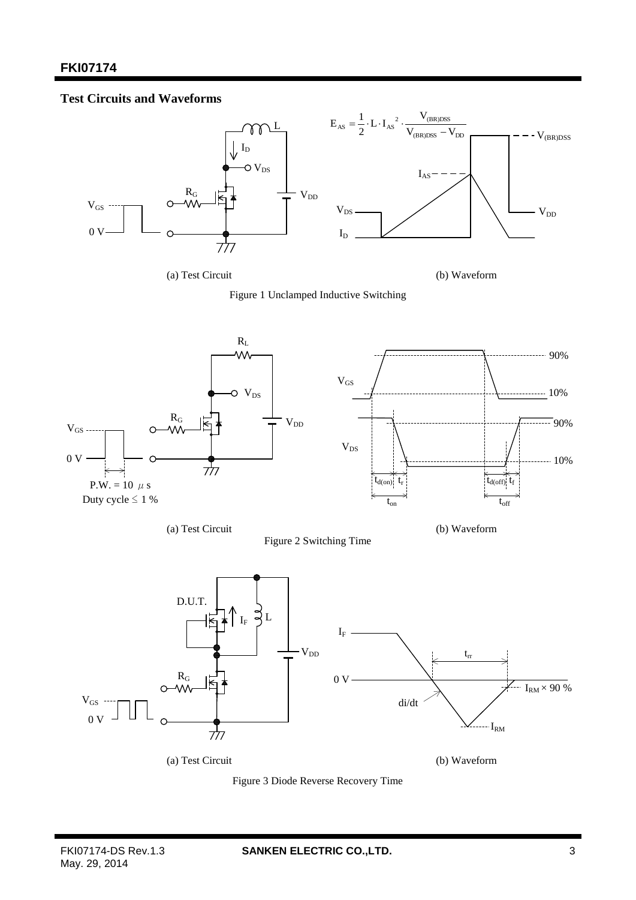## Test Circuits and Waveforms

$$E_{AS} = \frac{1}{2} \cdot L \cdot I_{AS}{}^2 \cdot \frac{V_{(BR)DSS}}{V_{(BR)DSS} - V_{DD}}$$

(a) Test Circuit

(b) Waveform

Figure 1 Unclamped Inductive Switching

P.W. = 10 μs
Duty cycle ≤ 1 %

(a) Test Circuit

(b) Waveform

Figure 2 Switching Time

(a) Test Circuit

(b) Waveform

Figure 3 Diode Reverse Recovery Time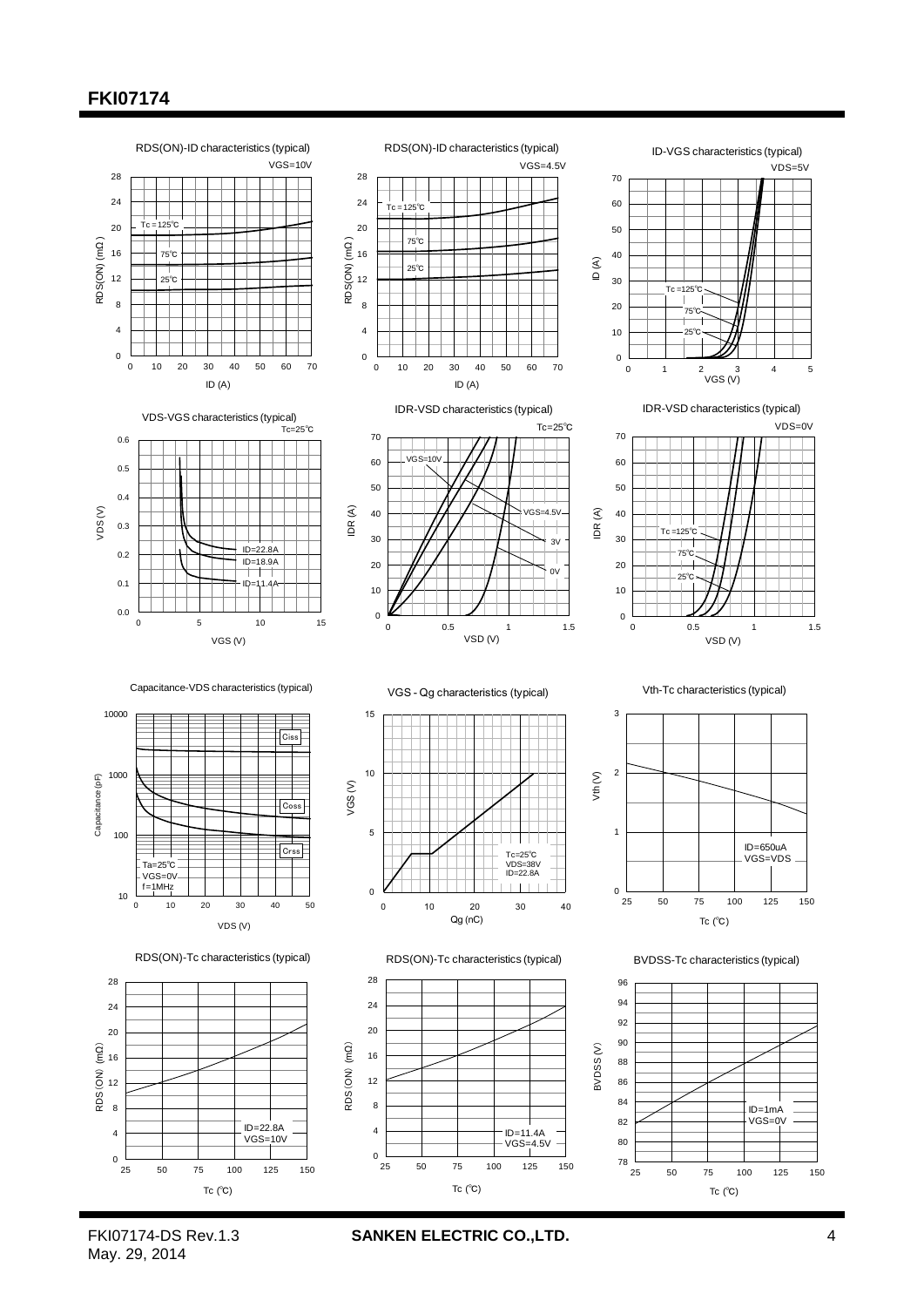FKI07174

RDS(ON)-ID characteristics (typical)

VGS=10V

RDS(ON)-ID characteristics (typical)

VGS=4.5V

ID-VGS characteristics (typical)

VDS=5V

VDS-VGS characteristics (typical)

Tc=25℃

IDR-VSD characteristics (typical)

Tc=25℃

IDR-VSD characteristics (typical)

VDS=0V

Capacitance-VDS characteristics (typical)

VGS - Qg characteristics (typical)

Vth-Tc characteristics (typical)

RDS(ON)-Tc characteristics (typical)

RDS(ON)-Tc characteristics (typical)

BVDSS-Tc characteristics (typical)

FKI07174-DS Rev.1.3
May. 29, 2014

**SANKEN ELECTRIC CO.,LTD.**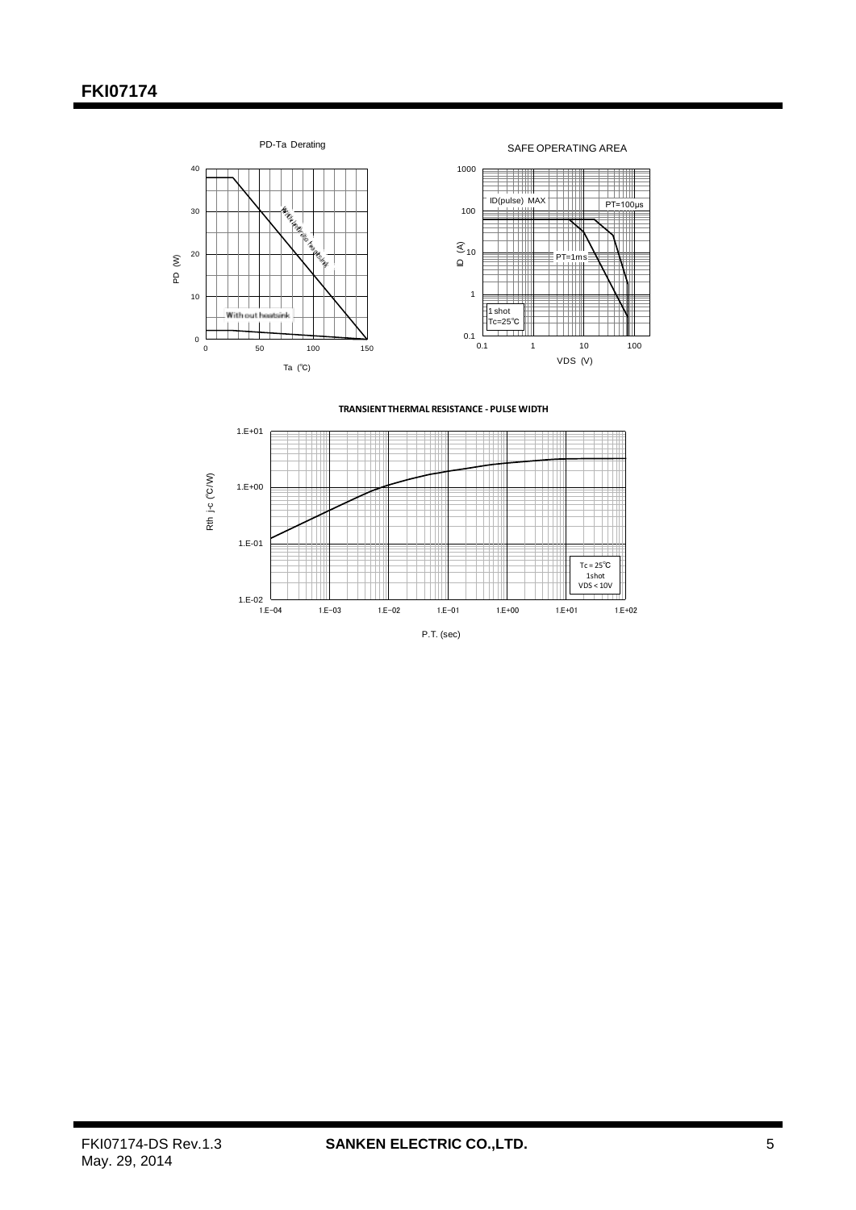# FKI07174

PD-Ta Derating

PD (W)

Ta (℃)

With infinite heatsink

With out heatsink

SAFE OPERATING AREA

ID (A)

VDS (V)

ID(pulse) MAX

PT=100μs

PT=1ms

1 shot
Tc=25℃

TRANSIENT THERMAL RESISTANCE - PULSE WIDTH

Rth j-c (℃/W)

P.T. (sec)

Tc = 25℃
1shot
VDS < 10V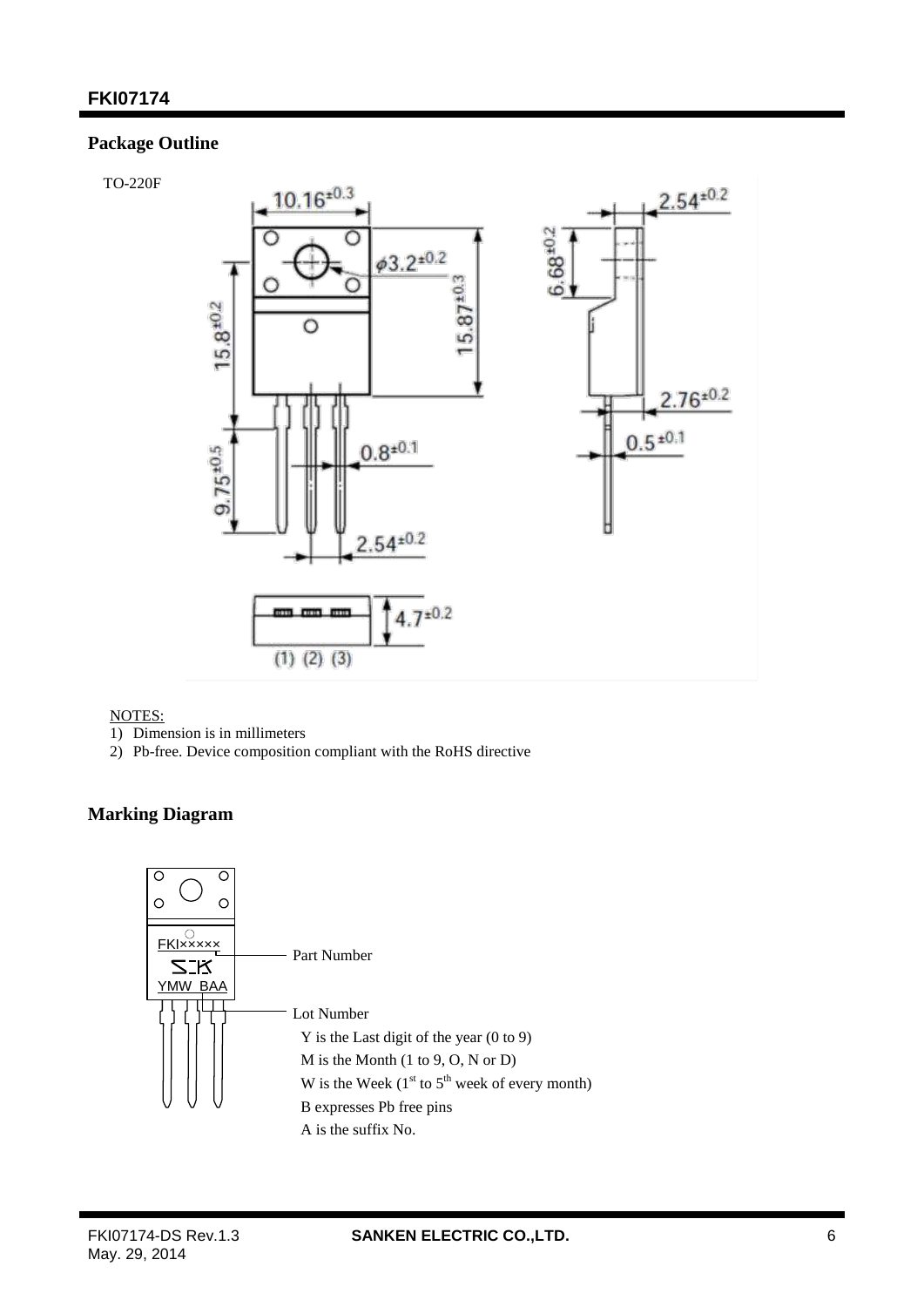## Package Outline

TO-220F

NOTES:
1) Dimension is in millimeters
2) Pb-free. Device composition compliant with the RoHS directive

## Marking Diagram

Part Number

Lot Number
- Y is the Last digit of the year (0 to 9)
- M is the Month (1 to 9, O, N or D)
- W is the Week (1st to 5th week of every month)
- B expresses Pb free pins
- A is the suffix No.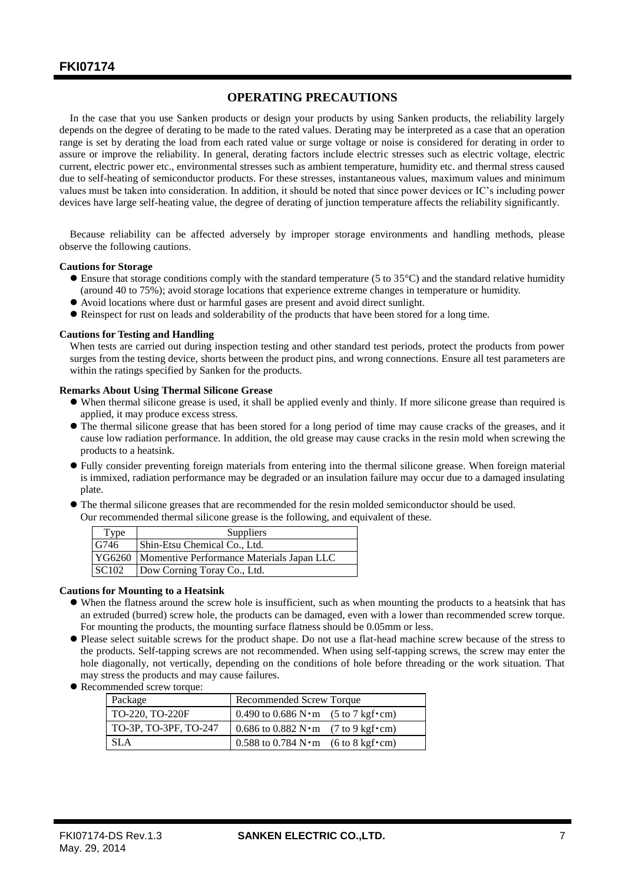## OPERATING PRECAUTIONS

In the case that you use Sanken products or design your products by using Sanken products, the reliability largely depends on the degree of derating to be made to the rated values. Derating may be interpreted as a case that an operation range is set by derating the load from each rated value or surge voltage or noise is considered for derating in order to assure or improve the reliability. In general, derating factors include electric stresses such as electric voltage, electric current, electric power etc., environmental stresses such as ambient temperature, humidity etc. and thermal stress caused due to self-heating of semiconductor products. For these stresses, instantaneous values, maximum values and minimum values must be taken into consideration. In addition, it should be noted that since power devices or IC's including power devices have large self-heating value, the degree of derating of junction temperature affects the reliability significantly.

Because reliability can be affected adversely by improper storage environments and handling methods, please observe the following cautions.

**Cautions for Storage**

- Ensure that storage conditions comply with the standard temperature (5 to 35°C) and the standard relative humidity (around 40 to 75%); avoid storage locations that experience extreme changes in temperature or humidity.
- Avoid locations where dust or harmful gases are present and avoid direct sunlight.
- Reinspect for rust on leads and solderability of the products that have been stored for a long time.

**Cautions for Testing and Handling**

When tests are carried out during inspection testing and other standard test periods, protect the products from power surges from the testing device, shorts between the product pins, and wrong connections. Ensure all test parameters are within the ratings specified by Sanken for the products.

**Remarks About Using Thermal Silicone Grease**

- When thermal silicone grease is used, it shall be applied evenly and thinly. If more silicone grease than required is applied, it may produce excess stress.
- The thermal silicone grease that has been stored for a long period of time may cause cracks of the greases, and it cause low radiation performance. In addition, the old grease may cause cracks in the resin mold when screwing the products to a heatsink.
- Fully consider preventing foreign materials from entering into the thermal silicone grease. When foreign material is immixed, radiation performance may be degraded or an insulation failure may occur due to a damaged insulating plate.
- The thermal silicone greases that are recommended for the resin molded semiconductor should be used.
  Our recommended thermal silicone grease is the following, and equivalent of these.

| Type | Suppliers |
|---|---|
| G746 | Shin-Etsu Chemical Co., Ltd. |
| YG6260 | Momentive Performance Materials Japan LLC |
| SC102 | Dow Corning Toray Co., Ltd. |

**Cautions for Mounting to a Heatsink**

- When the flatness around the screw hole is insufficient, such as when mounting the products to a heatsink that has an extruded (burred) screw hole, the products can be damaged, even with a lower than recommended screw torque. For mounting the products, the mounting surface flatness should be 0.05mm or less.
- Please select suitable screws for the product shape. Do not use a flat-head machine screw because of the stress to the products. Self-tapping screws are not recommended. When using self-tapping screws, the screw may enter the hole diagonally, not vertically, depending on the conditions of hole before threading or the work situation. That may stress the products and may cause failures.
- Recommended screw torque:

| Package | Recommended Screw Torque |
|---|---|
| TO-220, TO-220F | 0.490 to 0.686 N・m (5 to 7 kgf・cm) |
| TO-3P, TO-3PF, TO-247 | 0.686 to 0.882 N・m (7 to 9 kgf・cm) |
| SLA | 0.588 to 0.784 N・m (6 to 8 kgf・cm) |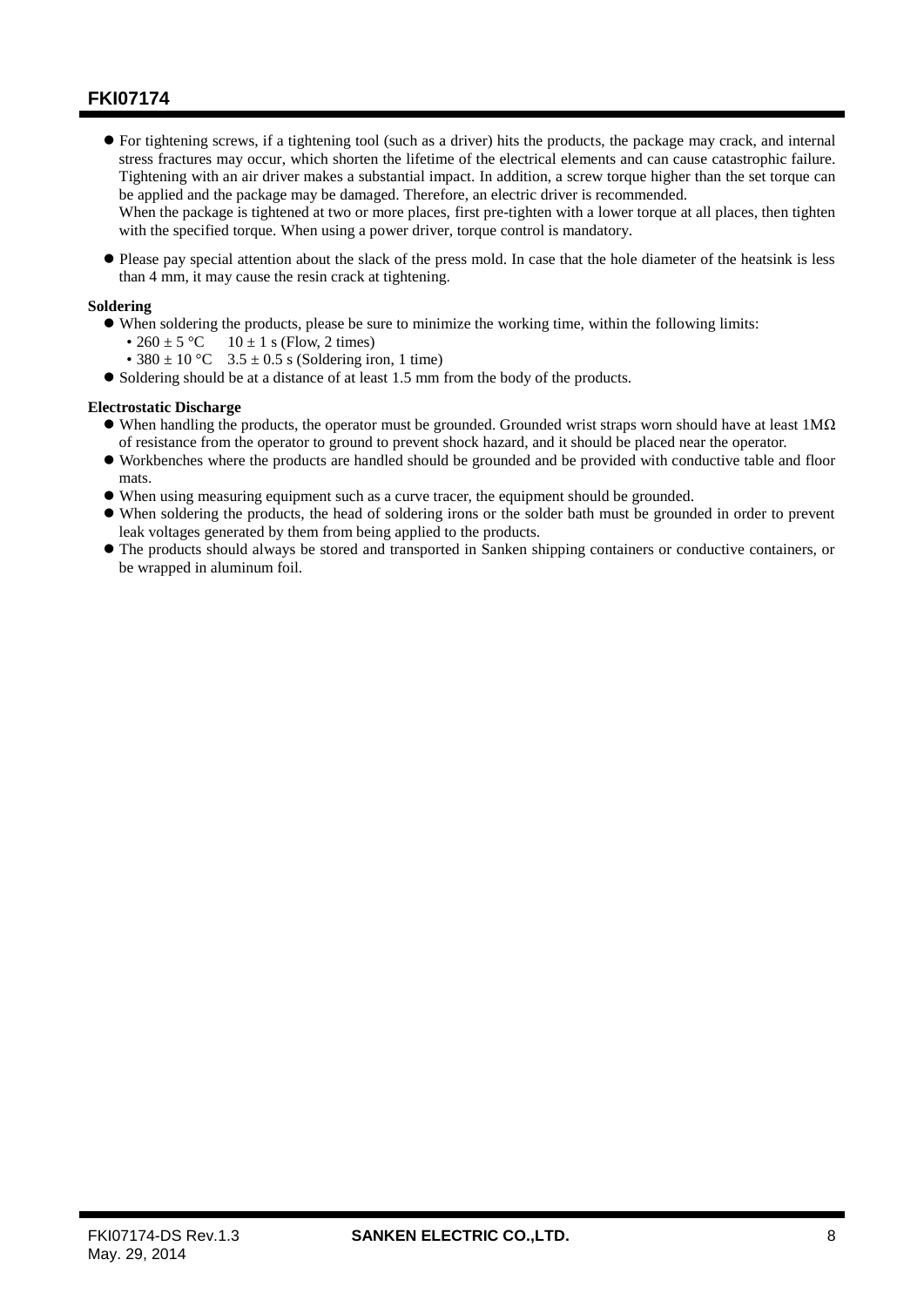- For tightening screws, if a tightening tool (such as a driver) hits the products, the package may crack, and internal stress fractures may occur, which shorten the lifetime of the electrical elements and can cause catastrophic failure. Tightening with an air driver makes a substantial impact. In addition, a screw torque higher than the set torque can be applied and the package may be damaged. Therefore, an electric driver is recommended.
  When the package is tightened at two or more places, first pre-tighten with a lower torque at all places, then tighten with the specified torque. When using a power driver, torque control is mandatory.

- Please pay special attention about the slack of the press mold. In case that the hole diameter of the heatsink is less than 4 mm, it may cause the resin crack at tightening.

**Soldering**

- When soldering the products, please be sure to minimize the working time, within the following limits:
  - 260 ± 5 °C  10 ± 1 s (Flow, 2 times)
  - 380 ± 10 °C  3.5 ± 0.5 s (Soldering iron, 1 time)
- Soldering should be at a distance of at least 1.5 mm from the body of the products.

**Electrostatic Discharge**

- When handling the products, the operator must be grounded. Grounded wrist straps worn should have at least 1MΩ of resistance from the operator to ground to prevent shock hazard, and it should be placed near the operator.
- Workbenches where the products are handled should be grounded and be provided with conductive table and floor mats.
- When using measuring equipment such as a curve tracer, the equipment should be grounded.
- When soldering the products, the head of soldering irons or the solder bath must be grounded in order to prevent leak voltages generated by them from being applied to the products.
- The products should always be stored and transported in Sanken shipping containers or conductive containers, or be wrapped in aluminum foil.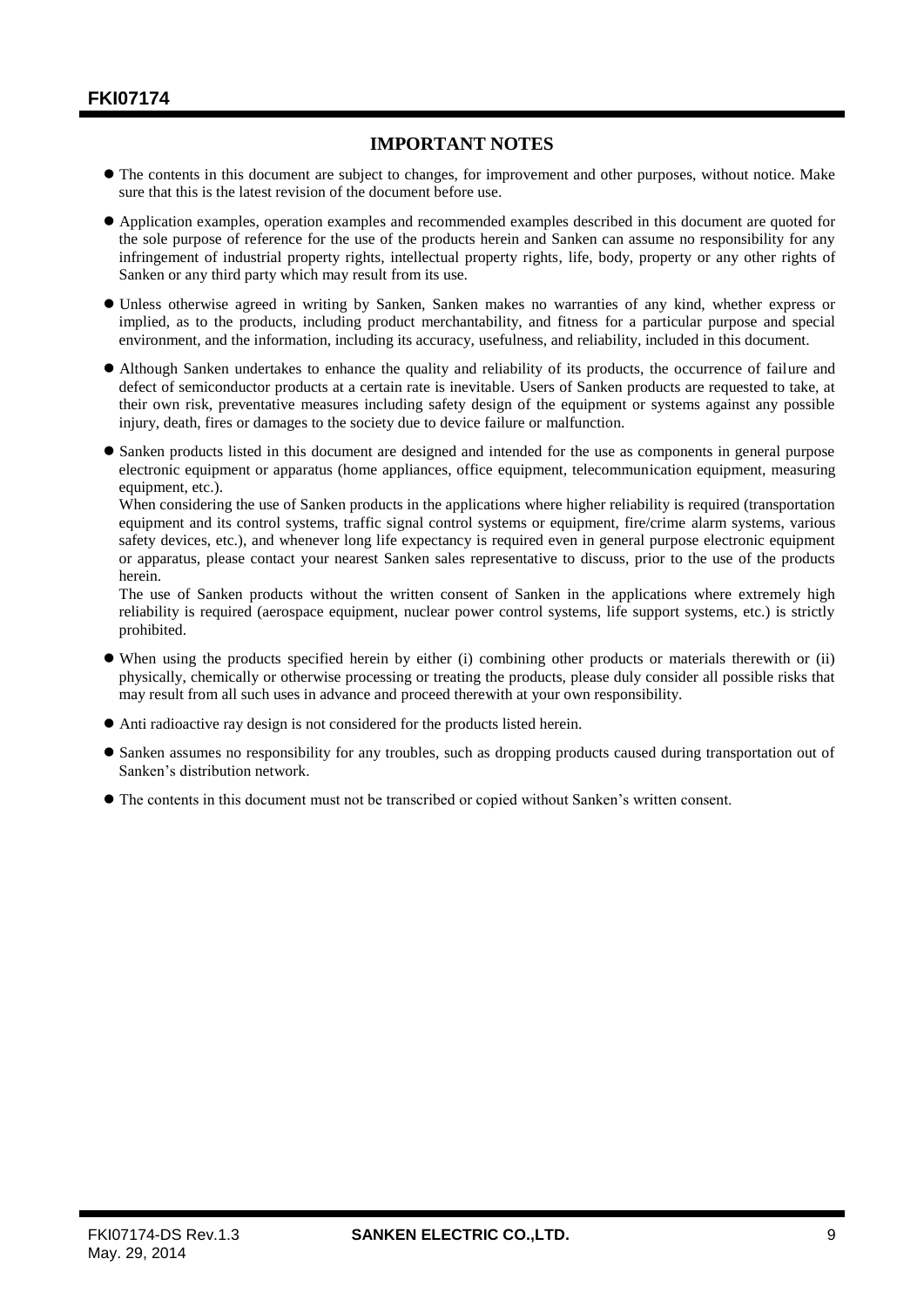## IMPORTANT NOTES

- The contents in this document are subject to changes, for improvement and other purposes, without notice. Make sure that this is the latest revision of the document before use.
- Application examples, operation examples and recommended examples described in this document are quoted for the sole purpose of reference for the use of the products herein and Sanken can assume no responsibility for any infringement of industrial property rights, intellectual property rights, life, body, property or any other rights of Sanken or any third party which may result from its use.
- Unless otherwise agreed in writing by Sanken, Sanken makes no warranties of any kind, whether express or implied, as to the products, including product merchantability, and fitness for a particular purpose and special environment, and the information, including its accuracy, usefulness, and reliability, included in this document.
- Although Sanken undertakes to enhance the quality and reliability of its products, the occurrence of failure and defect of semiconductor products at a certain rate is inevitable. Users of Sanken products are requested to take, at their own risk, preventative measures including safety design of the equipment or systems against any possible injury, death, fires or damages to the society due to device failure or malfunction.
- Sanken products listed in this document are designed and intended for the use as components in general purpose electronic equipment or apparatus (home appliances, office equipment, telecommunication equipment, measuring equipment, etc.).

  When considering the use of Sanken products in the applications where higher reliability is required (transportation equipment and its control systems, traffic signal control systems or equipment, fire/crime alarm systems, various safety devices, etc.), and whenever long life expectancy is required even in general purpose electronic equipment or apparatus, please contact your nearest Sanken sales representative to discuss, prior to the use of the products herein.

  The use of Sanken products without the written consent of Sanken in the applications where extremely high reliability is required (aerospace equipment, nuclear power control systems, life support systems, etc.) is strictly prohibited.
- When using the products specified herein by either (i) combining other products or materials therewith or (ii) physically, chemically or otherwise processing or treating the products, please duly consider all possible risks that may result from all such uses in advance and proceed therewith at your own responsibility.
- Anti radioactive ray design is not considered for the products listed herein.
- Sanken assumes no responsibility for any troubles, such as dropping products caused during transportation out of Sanken's distribution network.
- The contents in this document must not be transcribed or copied without Sanken's written consent.